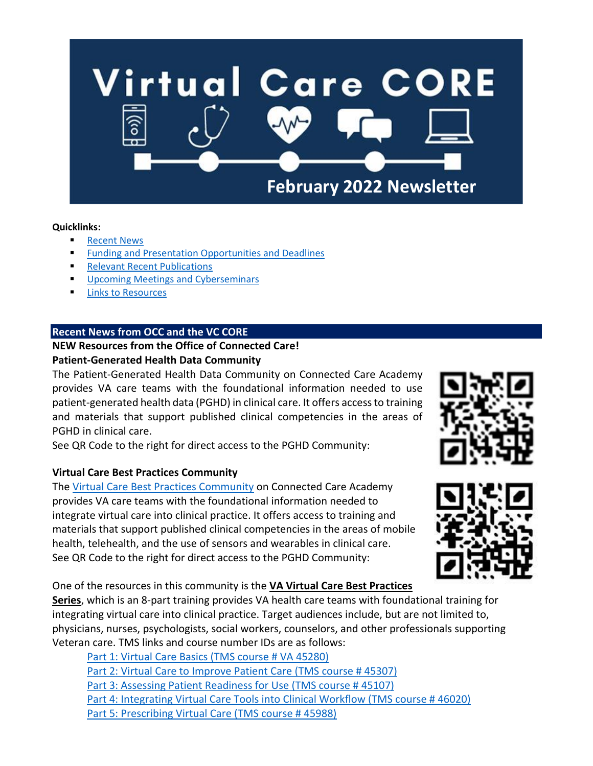# Virtual Care CORE

## February 2022 Newsletter

**Quicklinks:**

- Recent News
- Funding and Presentation Opportunities and Deadlines
- Relevant Recent Publications
- Upcoming Meetings and Cyberseminars
- Links to Resources

## Recent News from OCC and the VC CORE

**NEW Resources from the Office of Connected Care!**

**Patient-Generated Health Data Community**

The Patient-Generated Health Data Community on Connected Care Academy provides VA care teams with the foundational information needed to use patient-generated health data (PGHD) in clinical care. It offers access to training and materials that support published clinical competencies in the areas of PGHD in clinical care.

See QR Code to the right for direct access to the PGHD Community:

**Virtual Care Best Practices Community**

The Virtual Care Best Practices Community on Connected Care Academy provides VA care teams with the foundational information needed to integrate virtual care into clinical practice. It offers access to training and materials that support published clinical competencies in the areas of mobile health, telehealth, and the use of sensors and wearables in clinical care.

See QR Code to the right for direct access to the PGHD Community:

One of the resources in this community is the **VA Virtual Care Best Practices Series**, which is an 8-part training provides VA health care teams with foundational training for integrating virtual care into clinical practice. Target audiences include, but are not limited to, physicians, nurses, psychologists, social workers, counselors, and other professionals supporting Veteran care. TMS links and course number IDs are as follows:

- Part 1: Virtual Care Basics (TMS course # VA 45280)
- Part 2: Virtual Care to Improve Patient Care (TMS course # 45307)
- Part 3: Assessing Patient Readiness for Use (TMS course # 45107)
- Part 4: Integrating Virtual Care Tools into Clinical Workflow (TMS course # 46020)
- Part 5: Prescribing Virtual Care (TMS course # 45988)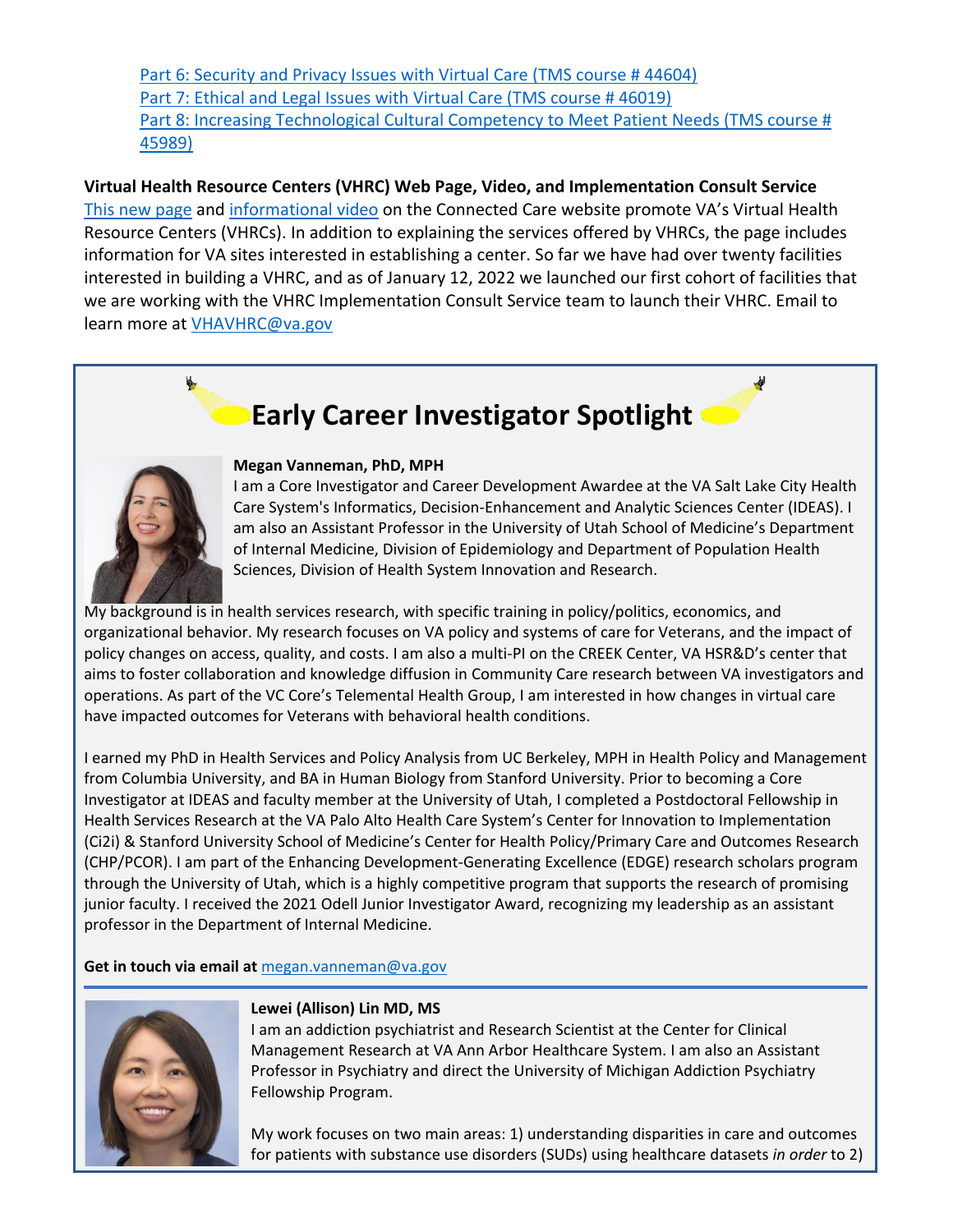[Part 6: Security and Privacy Issues with Virtual Care (TMS course # 44604)]
[Part 7: Ethical and Legal Issues with Virtual Care (TMS course # 46019)]
[Part 8: Increasing Technological Cultural Competency to Meet Patient Needs (TMS course # 45989)]

**Virtual Health Resource Centers (VHRC) Web Page, Video, and Implementation Consult Service**

This new page and informational video on the Connected Care website promote VA's Virtual Health Resource Centers (VHRCs). In addition to explaining the services offered by VHRCs, the page includes information for VA sites interested in establishing a center. So far we have had over twenty facilities interested in building a VHRC, and as of January 12, 2022 we launched our first cohort of facilities that we are working with the VHRC Implementation Consult Service team to launch their VHRC. Email to learn more at VHAVHRC@va.gov

## Early Career Investigator Spotlight

**Megan Vanneman, PhD, MPH**

I am a Core Investigator and Career Development Awardee at the VA Salt Lake City Health Care System's Informatics, Decision-Enhancement and Analytic Sciences Center (IDEAS). I am also an Assistant Professor in the University of Utah School of Medicine's Department of Internal Medicine, Division of Epidemiology and Department of Population Health Sciences, Division of Health System Innovation and Research.

My background is in health services research, with specific training in policy/politics, economics, and organizational behavior. My research focuses on VA policy and systems of care for Veterans, and the impact of policy changes on access, quality, and costs. I am also a multi-PI on the CREEK Center, VA HSR&D's center that aims to foster collaboration and knowledge diffusion in Community Care research between VA investigators and operations. As part of the VC Core's Telemental Health Group, I am interested in how changes in virtual care have impacted outcomes for Veterans with behavioral health conditions.

I earned my PhD in Health Services and Policy Analysis from UC Berkeley, MPH in Health Policy and Management from Columbia University, and BA in Human Biology from Stanford University. Prior to becoming a Core Investigator at IDEAS and faculty member at the University of Utah, I completed a Postdoctoral Fellowship in Health Services Research at the VA Palo Alto Health Care System's Center for Innovation to Implementation (Ci2i) & Stanford University School of Medicine's Center for Health Policy/Primary Care and Outcomes Research (CHP/PCOR). I am part of the Enhancing Development-Generating Excellence (EDGE) research scholars program through the University of Utah, which is a highly competitive program that supports the research of promising junior faculty. I received the 2021 Odell Junior Investigator Award, recognizing my leadership as an assistant professor in the Department of Internal Medicine.

**Get in touch via email at** megan.vanneman@va.gov

**Lewei (Allison) Lin MD, MS**

I am an addiction psychiatrist and Research Scientist at the Center for Clinical Management Research at VA Ann Arbor Healthcare System. I am also an Assistant Professor in Psychiatry and direct the University of Michigan Addiction Psychiatry Fellowship Program.

My work focuses on two main areas: 1) understanding disparities in care and outcomes for patients with substance use disorders (SUDs) using healthcare datasets *in order* to 2)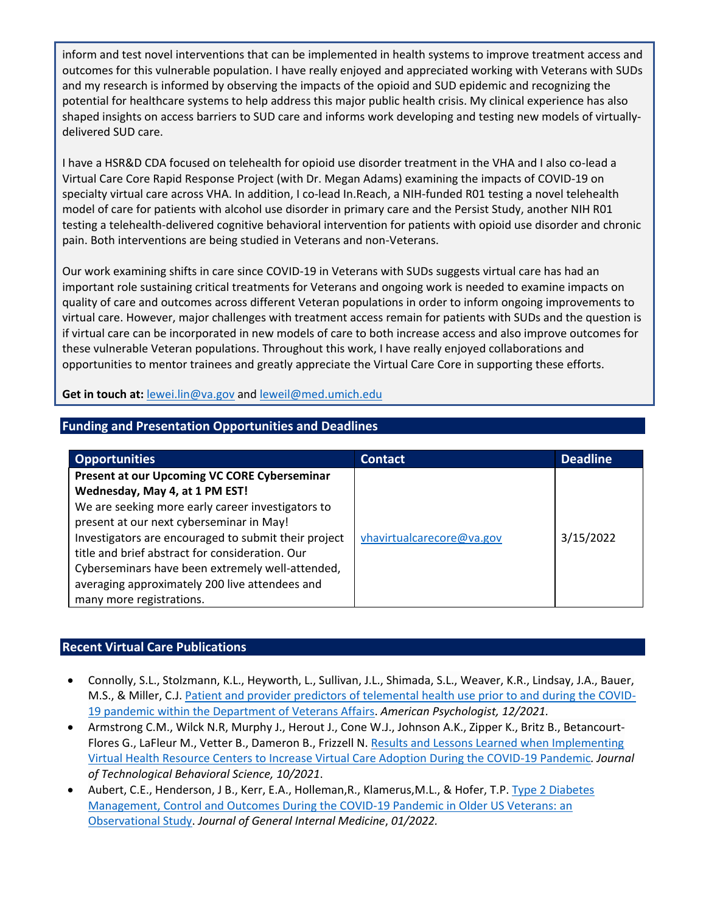inform and test novel interventions that can be implemented in health systems to improve treatment access and outcomes for this vulnerable population. I have really enjoyed and appreciated working with Veterans with SUDs and my research is informed by observing the impacts of the opioid and SUD epidemic and recognizing the potential for healthcare systems to help address this major public health crisis. My clinical experience has also shaped insights on access barriers to SUD care and informs work developing and testing new models of virtually-delivered SUD care.

I have a HSR&D CDA focused on telehealth for opioid use disorder treatment in the VHA and I also co-lead a Virtual Care Core Rapid Response Project (with Dr. Megan Adams) examining the impacts of COVID-19 on specialty virtual care across VHA. In addition, I co-lead In.Reach, a NIH-funded R01 testing a novel telehealth model of care for patients with alcohol use disorder in primary care and the Persist Study, another NIH R01 testing a telehealth-delivered cognitive behavioral intervention for patients with opioid use disorder and chronic pain. Both interventions are being studied in Veterans and non-Veterans.

Our work examining shifts in care since COVID-19 in Veterans with SUDs suggests virtual care has had an important role sustaining critical treatments for Veterans and ongoing work is needed to examine impacts on quality of care and outcomes across different Veteran populations in order to inform ongoing improvements to virtual care. However, major challenges with treatment access remain for patients with SUDs and the question is if virtual care can be incorporated in new models of care to both increase access and also improve outcomes for these vulnerable Veteran populations. Throughout this work, I have really enjoyed collaborations and opportunities to mentor trainees and greatly appreciate the Virtual Care Core in supporting these efforts.

**Get in touch at:** lewei.lin@va.gov and leweil@med.umich.edu

## Funding and Presentation Opportunities and Deadlines

| Opportunities | Contact | Deadline |
|---|---|---|
| **Present at our Upcoming VC CORE Cyberseminar Wednesday, May 4, at 1 PM EST!** We are seeking more early career investigators to present at our next cyberseminar in May! Investigators are encouraged to submit their project title and brief abstract for consideration. Our Cyberseminars have been extremely well-attended, averaging approximately 200 live attendees and many more registrations. | vhavirtualcarecore@va.gov | 3/15/2022 |

## Recent Virtual Care Publications

- Connolly, S.L., Stolzmann, K.L., Heyworth, L., Sullivan, J.L., Shimada, S.L., Weaver, K.R., Lindsay, J.A., Bauer, M.S., & Miller, C.J. Patient and provider predictors of telemental health use prior to and during the COVID-19 pandemic within the Department of Veterans Affairs. *American Psychologist, 12/2021.*
- Armstrong C.M., Wilck N.R, Murphy J., Herout J., Cone W.J., Johnson A.K., Zipper K., Britz B., Betancourt-Flores G., LaFleur M., Vetter B., Dameron B., Frizzell N. Results and Lessons Learned when Implementing Virtual Health Resource Centers to Increase Virtual Care Adoption During the COVID-19 Pandemic*. Journal of Technological Behavioral Science, 10/2021*.
- Aubert, C.E., Henderson, J B., Kerr, E.A., Holleman,R., Klamerus,M.L., & Hofer, T.P. Type 2 Diabetes Management, Control and Outcomes During the COVID-19 Pandemic in Older US Veterans: an Observational Study. *Journal of General Internal Medicine*, *01/2022.*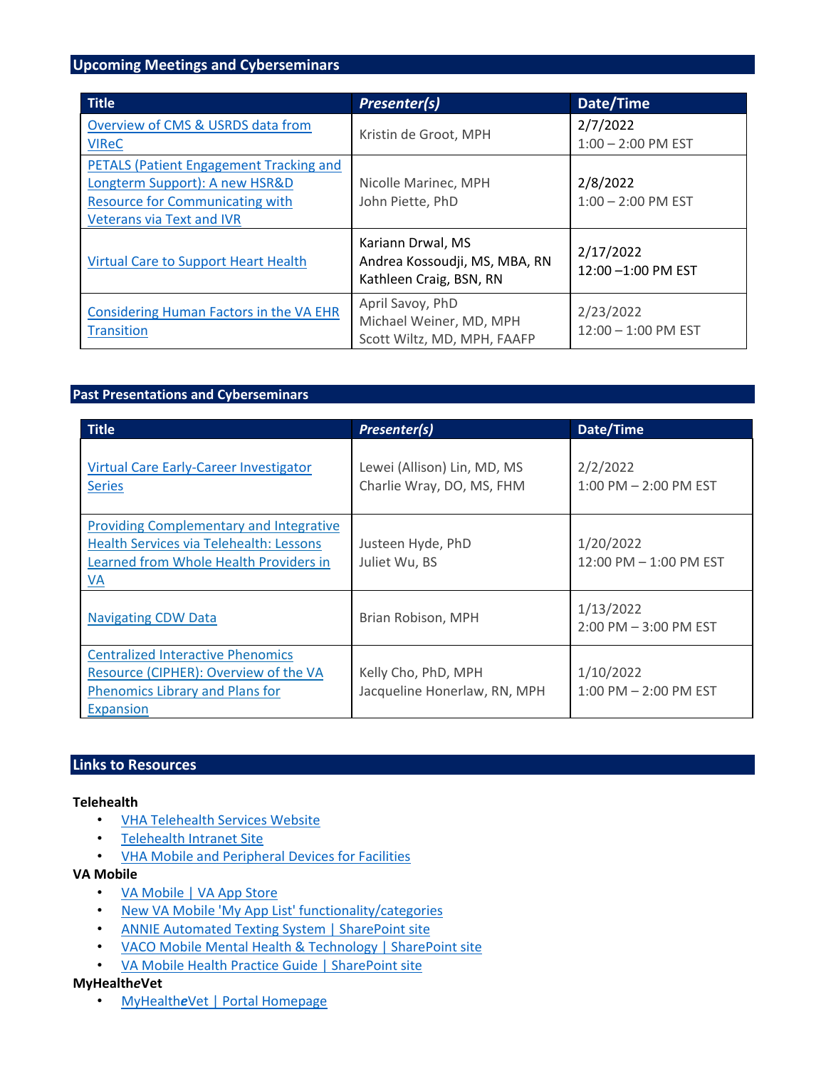## Upcoming Meetings and Cyberseminars

| Title | *Presenter(s)* | Date/Time |
|---|---|---|
| Overview of CMS & USRDS data from VIReC | Kristin de Groot, MPH | 2/7/2022<br>1:00 – 2:00 PM EST |
| PETALS (Patient Engagement Tracking and Longterm Support): A new HSR&D Resource for Communicating with Veterans via Text and IVR | Nicolle Marinec, MPH<br>John Piette, PhD | 2/8/2022<br>1:00 – 2:00 PM EST |
| Virtual Care to Support Heart Health | Kariann Drwal, MS<br>Andrea Kossoudji, MS, MBA, RN<br>Kathleen Craig, BSN, RN | 2/17/2022<br>12:00 –1:00 PM EST |
| Considering Human Factors in the VA EHR Transition | April Savoy, PhD<br>Michael Weiner, MD, MPH<br>Scott Wiltz, MD, MPH, FAAFP | 2/23/2022<br>12:00 – 1:00 PM EST |

## Past Presentations and Cyberseminars

| Title | *Presenter(s)* | Date/Time |
|---|---|---|
| Virtual Care Early-Career Investigator Series | Lewei (Allison) Lin, MD, MS<br>Charlie Wray, DO, MS, FHM | 2/2/2022<br>1:00 PM – 2:00 PM EST |
| Providing Complementary and Integrative Health Services via Telehealth: Lessons Learned from Whole Health Providers in VA | Justeen Hyde, PhD<br>Juliet Wu, BS | 1/20/2022<br>12:00 PM – 1:00 PM EST |
| Navigating CDW Data | Brian Robison, MPH | 1/13/2022<br>2:00 PM – 3:00 PM EST |
| Centralized Interactive Phenomics Resource (CIPHER): Overview of the VA Phenomics Library and Plans for Expansion | Kelly Cho, PhD, MPH<br>Jacqueline Honerlaw, RN, MPH | 1/10/2022<br>1:00 PM – 2:00 PM EST |

## Links to Resources

**Telehealth**

- VHA Telehealth Services Website
- Telehealth Intranet Site
- VHA Mobile and Peripheral Devices for Facilities

**VA Mobile**

- VA Mobile | VA App Store
- New VA Mobile 'My App List' functionality/categories
- ANNIE Automated Texting System | SharePoint site
- VACO Mobile Mental Health & Technology | SharePoint site
- VA Mobile Health Practice Guide | SharePoint site

**MyHealth*e*Vet**

- MyHealth*e*Vet | Portal Homepage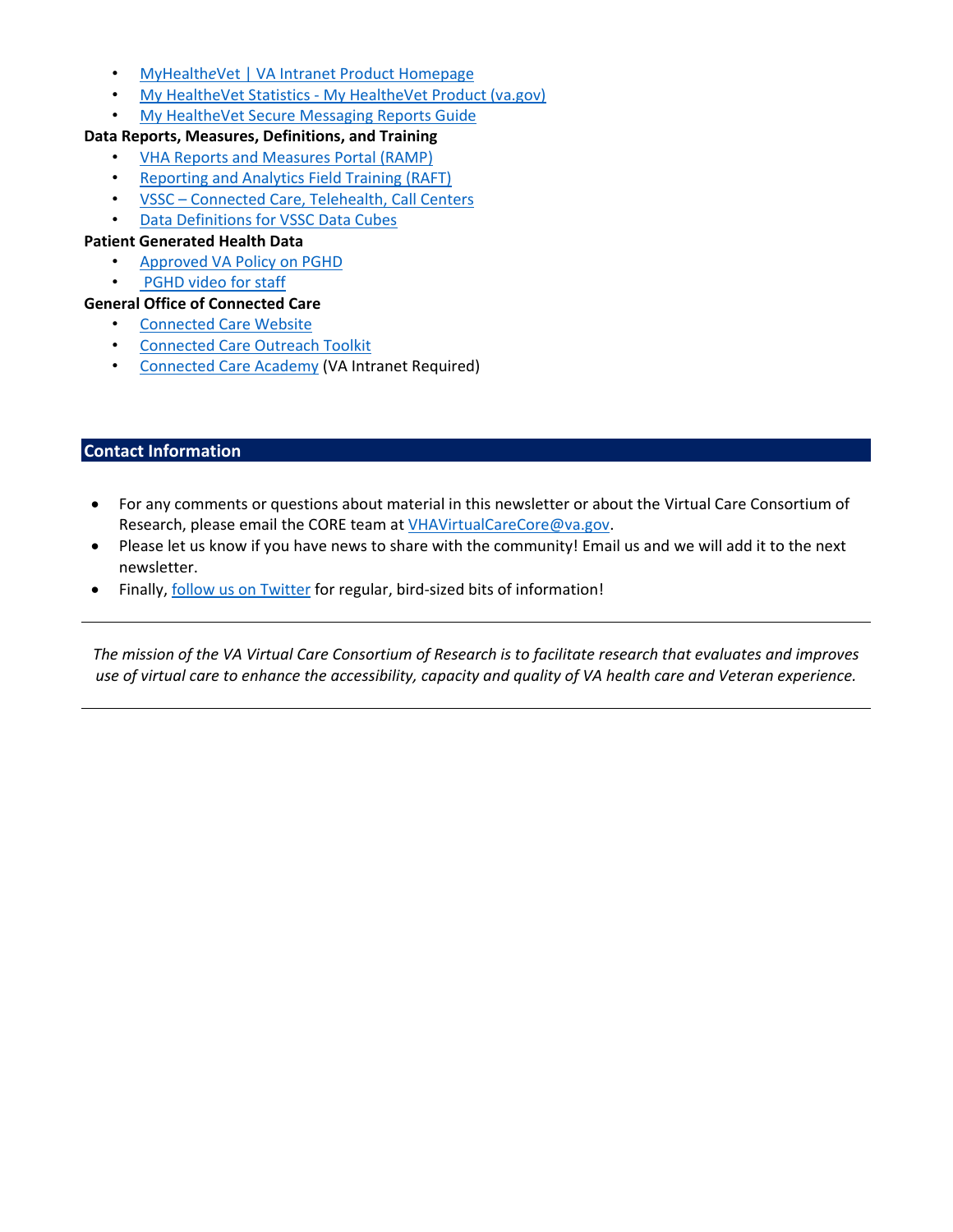- MyHealtheVet | VA Intranet Product Homepage
- My HealtheVet Statistics - My HealtheVet Product (va.gov)
- My HealtheVet Secure Messaging Reports Guide

**Data Reports, Measures, Definitions, and Training**

- VHA Reports and Measures Portal (RAMP)
- Reporting and Analytics Field Training (RAFT)
- VSSC – Connected Care, Telehealth, Call Centers
- Data Definitions for VSSC Data Cubes

**Patient Generated Health Data**

- Approved VA Policy on PGHD
- PGHD video for staff

**General Office of Connected Care**

- Connected Care Website
- Connected Care Outreach Toolkit
- Connected Care Academy (VA Intranet Required)

## Contact Information

- For any comments or questions about material in this newsletter or about the Virtual Care Consortium of Research, please email the CORE team at VHAVirtualCareCore@va.gov.
- Please let us know if you have news to share with the community! Email us and we will add it to the next newsletter.
- Finally, follow us on Twitter for regular, bird-sized bits of information!

---

*The mission of the VA Virtual Care Consortium of Research is to facilitate research that evaluates and improves use of virtual care to enhance the accessibility, capacity and quality of VA health care and Veteran experience.*

---